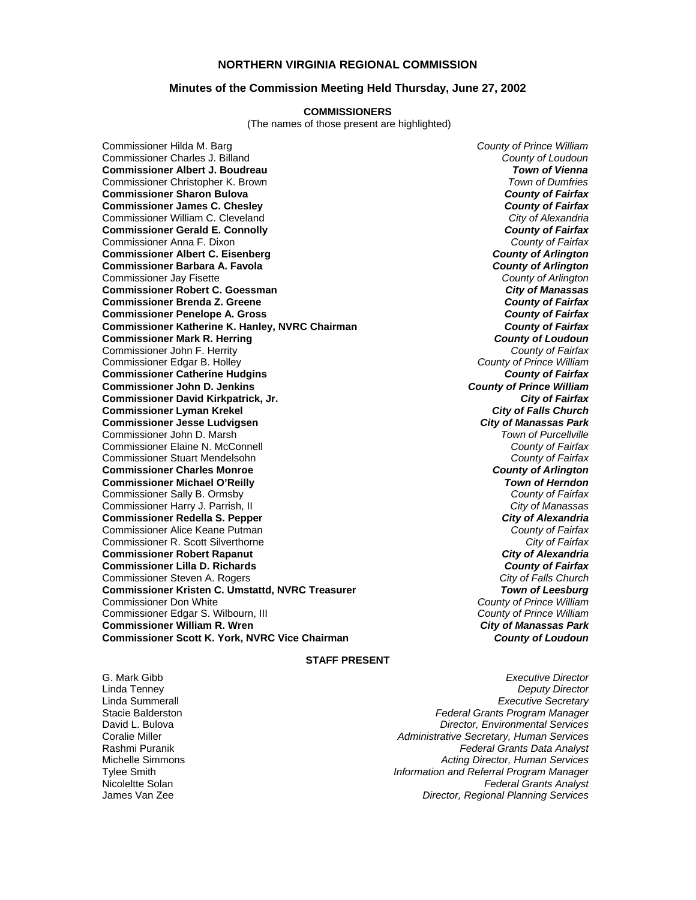# NORTHERN VIRGINIA REGIONAL COMMISSION

## Minutes of the Commission Meeting Held Thursday, June 27, 2002

### COMMISSIONERS

(The names of those present are highlighted)

| Commissioner | Jurisdiction |
|---|---|
| Commissioner Hilda M. Barg | *County of Prince William* |
| Commissioner Charles J. Billand | *County of Loudoun* |
| **Commissioner Albert J. Boudreau** | ***Town of Vienna*** |
| Commissioner Christopher K. Brown | *Town of Dumfries* |
| **Commissioner Sharon Bulova** | ***County of Fairfax*** |
| **Commissioner James C. Chesley** | ***County of Fairfax*** |
| Commissioner William C. Cleveland | *City of Alexandria* |
| **Commissioner Gerald E. Connolly** | ***County of Fairfax*** |
| Commissioner Anna F. Dixon | *County of Fairfax* |
| **Commissioner Albert C. Eisenberg** | ***County of Arlington*** |
| **Commissioner Barbara A. Favola** | ***County of Arlington*** |
| Commissioner Jay Fisette | *County of Arlington* |
| **Commissioner Robert C. Goessman** | ***City of Manassas*** |
| **Commissioner Brenda Z. Greene** | ***County of Fairfax*** |
| **Commissioner Penelope A. Gross** | ***County of Fairfax*** |
| **Commissioner Katherine K. Hanley, NVRC Chairman** | ***County of Fairfax*** |
| **Commissioner Mark R. Herring** | ***County of Loudoun*** |
| Commissioner John F. Herrity | *County of Fairfax* |
| Commissioner Edgar B. Holley | *County of Prince William* |
| **Commissioner Catherine Hudgins** | ***County of Fairfax*** |
| **Commissioner John D. Jenkins** | ***County of Prince William*** |
| **Commissioner David Kirkpatrick, Jr.** | ***City of Fairfax*** |
| **Commissioner Lyman Krekel** | ***City of Falls Church*** |
| **Commissioner Jesse Ludvigsen** | ***City of Manassas Park*** |
| Commissioner John D. Marsh | *Town of Purcellville* |
| Commissioner Elaine N. McConnell | *County of Fairfax* |
| Commissioner Stuart Mendelsohn | *County of Fairfax* |
| **Commissioner Charles Monroe** | ***County of Arlington*** |
| **Commissioner Michael O'Reilly** | ***Town of Herndon*** |
| Commissioner Sally B. Ormsby | *County of Fairfax* |
| Commissioner Harry J. Parrish, II | *City of Manassas* |
| **Commissioner Redella S. Pepper** | ***City of Alexandria*** |
| Commissioner Alice Keane Putman | *County of Fairfax* |
| Commissioner R. Scott Silverthorne | *City of Fairfax* |
| **Commissioner Robert Rapanut** | ***City of Alexandria*** |
| **Commissioner Lilla D. Richards** | ***County of Fairfax*** |
| Commissioner Steven A. Rogers | *City of Falls Church* |
| **Commissioner Kristen C. Umstattd, NVRC Treasurer** | ***Town of Leesburg*** |
| Commissioner Don White | *County of Prince William* |
| Commissioner Edgar S. Wilbourn, III | *County of Prince William* |
| **Commissioner William R. Wren** | ***City of Manassas Park*** |
| **Commissioner Scott K. York, NVRC Vice Chairman** | ***County of Loudoun*** |

### STAFF PRESENT

| Name | Title |
|---|---|
| G. Mark Gibb | *Executive Director* |
| Linda Tenney | *Deputy Director* |
| Linda Summerall | *Executive Secretary* |
| Stacie Balderston | *Federal Grants Program Manager* |
| David L. Bulova | *Director, Environmental Services* |
| Coralie Miller | *Administrative Secretary, Human Services* |
| Rashmi Puranik | *Federal Grants Data Analyst* |
| Michelle Simmons | *Acting Director, Human Services* |
| Tylee Smith | *Information and Referral Program Manager* |
| Nicoleltte Solan | *Federal Grants Analyst* |
| James Van Zee | *Director, Regional Planning Services* |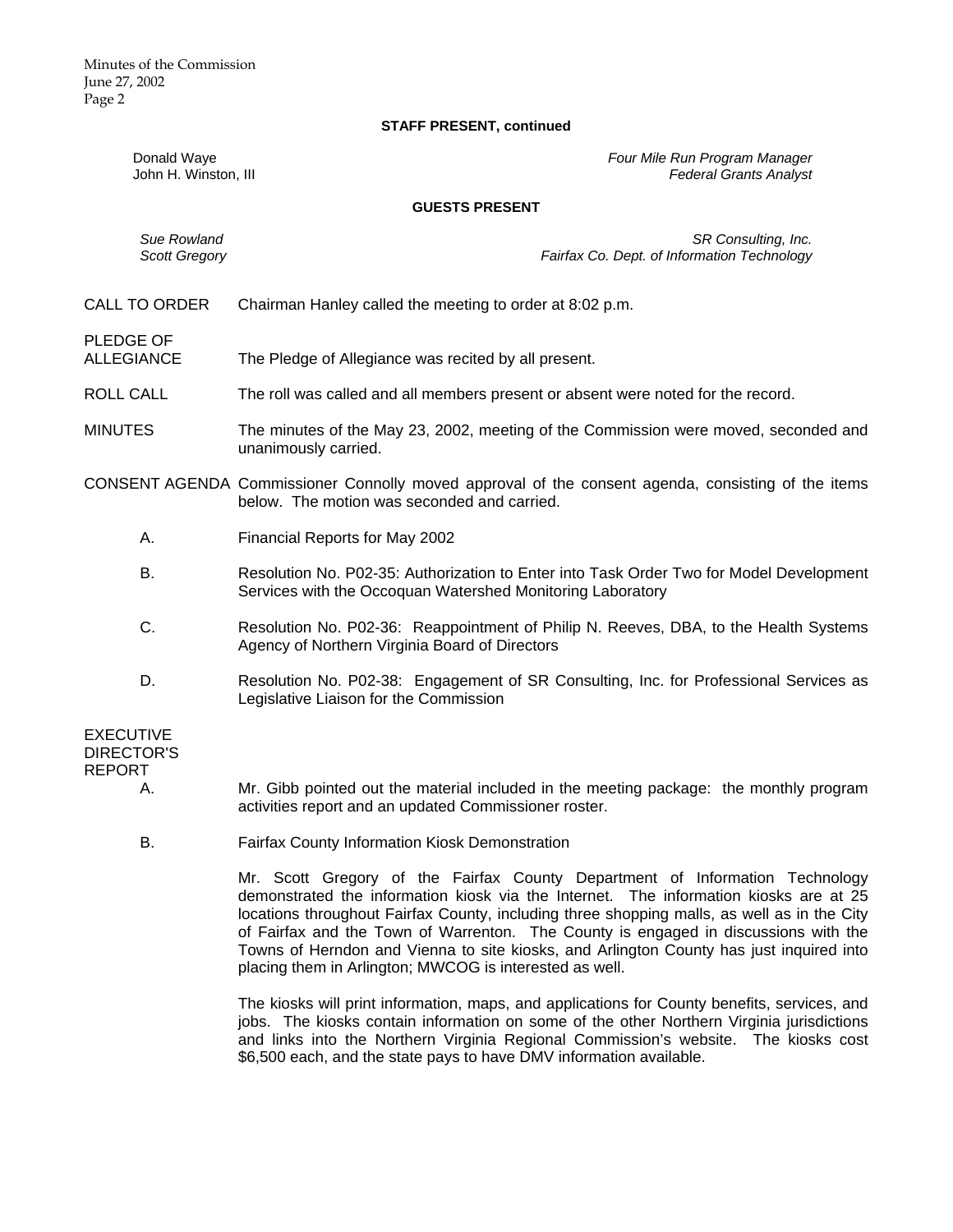**STAFF PRESENT, continued**

| | |
|---|---|
| Donald Waye | *Four Mile Run Program Manager* |
| John H. Winston, III | *Federal Grants Analyst* |

**GUESTS PRESENT**

| | |
|---|---|
| *Sue Rowland* | *SR Consulting, Inc.* |
| *Scott Gregory* | *Fairfax Co. Dept. of Information Technology* |

CALL TO ORDER — Chairman Hanley called the meeting to order at 8:02 p.m.

PLEDGE OF ALLEGIANCE — The Pledge of Allegiance was recited by all present.

ROLL CALL — The roll was called and all members present or absent were noted for the record.

MINUTES — The minutes of the May 23, 2002, meeting of the Commission were moved, seconded and unanimously carried.

CONSENT AGENDA — Commissioner Connolly moved approval of the consent agenda, consisting of the items below. The motion was seconded and carried.

A. Financial Reports for May 2002

B. Resolution No. P02-35: Authorization to Enter into Task Order Two for Model Development Services with the Occoquan Watershed Monitoring Laboratory

C. Resolution No. P02-36: Reappointment of Philip N. Reeves, DBA, to the Health Systems Agency of Northern Virginia Board of Directors

D. Resolution No. P02-38: Engagement of SR Consulting, Inc. for Professional Services as Legislative Liaison for the Commission

EXECUTIVE DIRECTOR'S REPORT

A. Mr. Gibb pointed out the material included in the meeting package: the monthly program activities report and an updated Commissioner roster.

B. Fairfax County Information Kiosk Demonstration

Mr. Scott Gregory of the Fairfax County Department of Information Technology demonstrated the information kiosk via the Internet. The information kiosks are at 25 locations throughout Fairfax County, including three shopping malls, as well as in the City of Fairfax and the Town of Warrenton. The County is engaged in discussions with the Towns of Herndon and Vienna to site kiosks, and Arlington County has just inquired into placing them in Arlington; MWCOG is interested as well.

The kiosks will print information, maps, and applications for County benefits, services, and jobs. The kiosks contain information on some of the other Northern Virginia jurisdictions and links into the Northern Virginia Regional Commission's website. The kiosks cost $6,500 each, and the state pays to have DMV information available.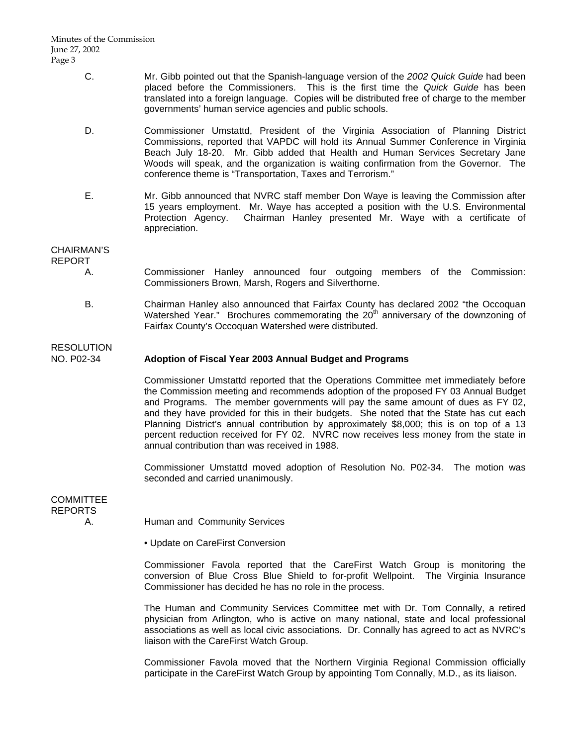C. Mr. Gibb pointed out that the Spanish-language version of the *2002 Quick Guide* had been placed before the Commissioners. This is the first time the *Quick Guide* has been translated into a foreign language. Copies will be distributed free of charge to the member governments' human service agencies and public schools.

D. Commissioner Umstattd, President of the Virginia Association of Planning District Commissions, reported that VAPDC will hold its Annual Summer Conference in Virginia Beach July 18-20. Mr. Gibb added that Health and Human Services Secretary Jane Woods will speak, and the organization is waiting confirmation from the Governor. The conference theme is "Transportation, Taxes and Terrorism."

E. Mr. Gibb announced that NVRC staff member Don Waye is leaving the Commission after 15 years employment. Mr. Waye has accepted a position with the U.S. Environmental Protection Agency. Chairman Hanley presented Mr. Waye with a certificate of appreciation.

CHAIRMAN'S REPORT

A. Commissioner Hanley announced four outgoing members of the Commission: Commissioners Brown, Marsh, Rogers and Silverthorne.

B. Chairman Hanley also announced that Fairfax County has declared 2002 "the Occoquan Watershed Year." Brochures commemorating the 20th anniversary of the downzoning of Fairfax County's Occoquan Watershed were distributed.

RESOLUTION NO. P02-34 **Adoption of Fiscal Year 2003 Annual Budget and Programs**

Commissioner Umstattd reported that the Operations Committee met immediately before the Commission meeting and recommends adoption of the proposed FY 03 Annual Budget and Programs. The member governments will pay the same amount of dues as FY 02, and they have provided for this in their budgets. She noted that the State has cut each Planning District's annual contribution by approximately $8,000; this is on top of a 13 percent reduction received for FY 02. NVRC now receives less money from the state in annual contribution than was received in 1988.

Commissioner Umstattd moved adoption of Resolution No. P02-34. The motion was seconded and carried unanimously.

COMMITTEE REPORTS

A. Human and Community Services

• Update on CareFirst Conversion

Commissioner Favola reported that the CareFirst Watch Group is monitoring the conversion of Blue Cross Blue Shield to for-profit Wellpoint. The Virginia Insurance Commissioner has decided he has no role in the process.

The Human and Community Services Committee met with Dr. Tom Connally, a retired physician from Arlington, who is active on many national, state and local professional associations as well as local civic associations. Dr. Connally has agreed to act as NVRC's liaison with the CareFirst Watch Group.

Commissioner Favola moved that the Northern Virginia Regional Commission officially participate in the CareFirst Watch Group by appointing Tom Connally, M.D., as its liaison.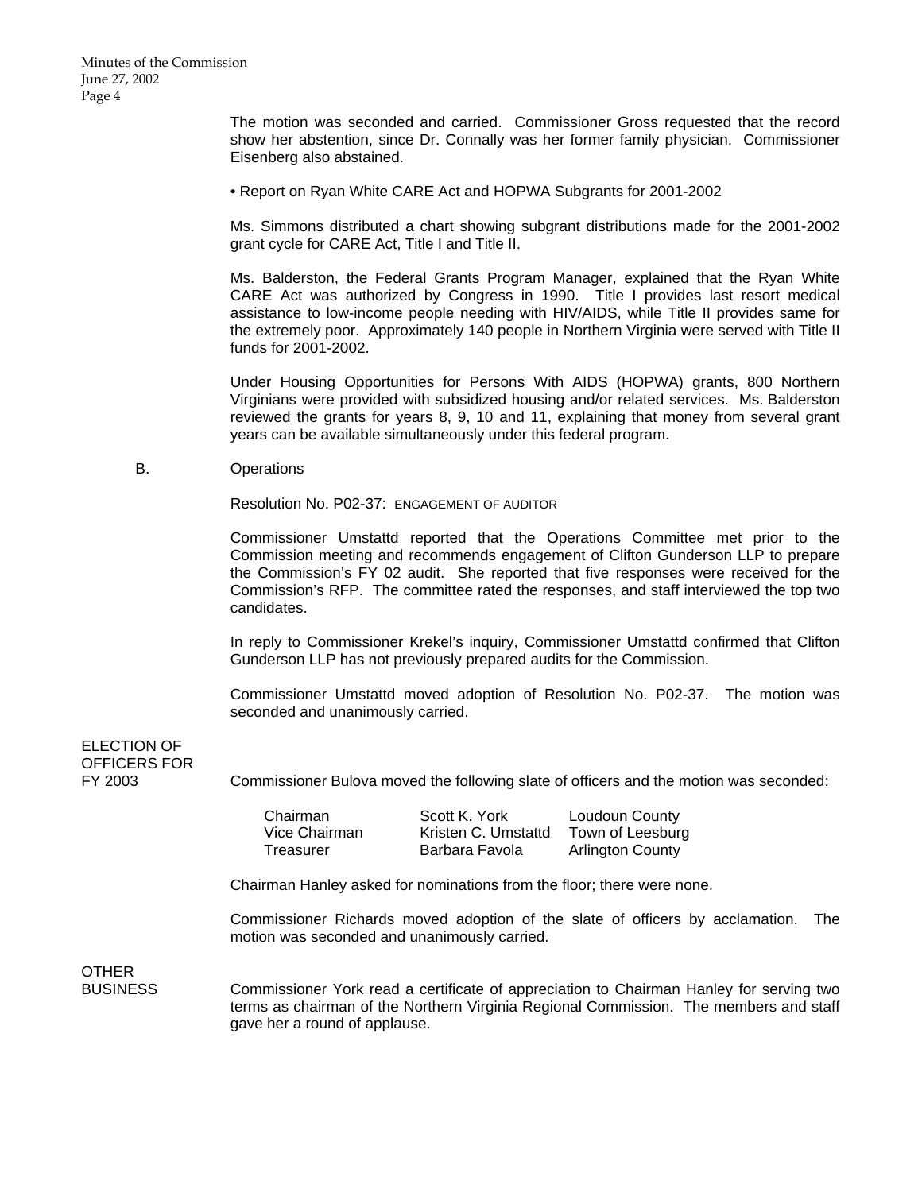The motion was seconded and carried. Commissioner Gross requested that the record show her abstention, since Dr. Connally was her former family physician. Commissioner Eisenberg also abstained.

• Report on Ryan White CARE Act and HOPWA Subgrants for 2001-2002

Ms. Simmons distributed a chart showing subgrant distributions made for the 2001-2002 grant cycle for CARE Act, Title I and Title II.

Ms. Balderston, the Federal Grants Program Manager, explained that the Ryan White CARE Act was authorized by Congress in 1990. Title I provides last resort medical assistance to low-income people needing with HIV/AIDS, while Title II provides same for the extremely poor. Approximately 140 people in Northern Virginia were served with Title II funds for 2001-2002.

Under Housing Opportunities for Persons With AIDS (HOPWA) grants, 800 Northern Virginians were provided with subsidized housing and/or related services. Ms. Balderston reviewed the grants for years 8, 9, 10 and 11, explaining that money from several grant years can be available simultaneously under this federal program.

B. Operations

Resolution No. P02-37: ENGAGEMENT OF AUDITOR

Commissioner Umstattd reported that the Operations Committee met prior to the Commission meeting and recommends engagement of Clifton Gunderson LLP to prepare the Commission's FY 02 audit. She reported that five responses were received for the Commission's RFP. The committee rated the responses, and staff interviewed the top two candidates.

In reply to Commissioner Krekel's inquiry, Commissioner Umstattd confirmed that Clifton Gunderson LLP has not previously prepared audits for the Commission.

Commissioner Umstattd moved adoption of Resolution No. P02-37. The motion was seconded and unanimously carried.

**ELECTION OF OFFICERS FOR FY 2003**

Commissioner Bulova moved the following slate of officers and the motion was seconded:

| | | |
|---|---|---|
| Chairman | Scott K. York | Loudoun County |
| Vice Chairman | Kristen C. Umstattd | Town of Leesburg |
| Treasurer | Barbara Favola | Arlington County |

Chairman Hanley asked for nominations from the floor; there were none.

Commissioner Richards moved adoption of the slate of officers by acclamation. The motion was seconded and unanimously carried.

**OTHER BUSINESS**

Commissioner York read a certificate of appreciation to Chairman Hanley for serving two terms as chairman of the Northern Virginia Regional Commission. The members and staff gave her a round of applause.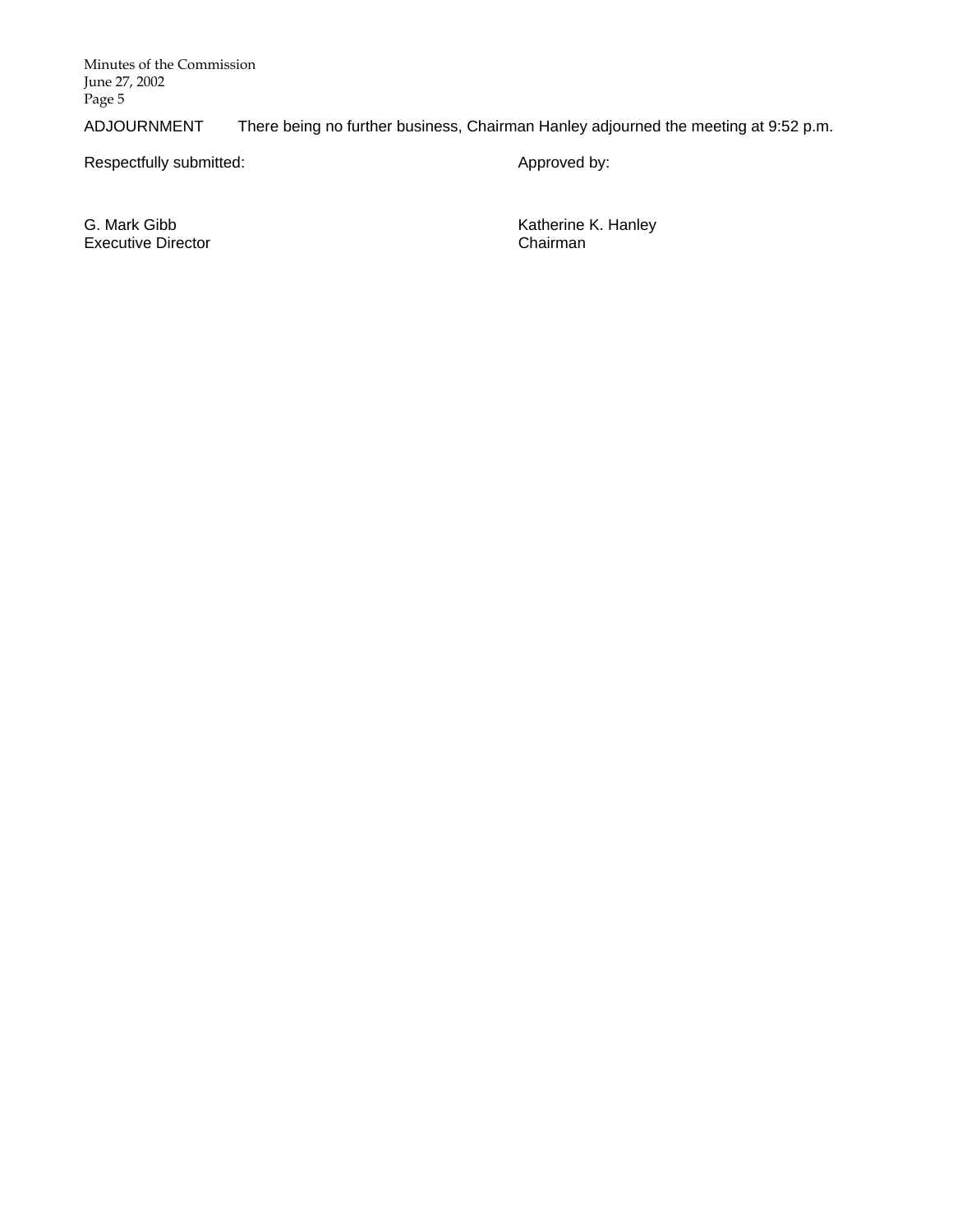ADJOURNMENT There being no further business, Chairman Hanley adjourned the meeting at 9:52 p.m.

| | |
|---|---|
| Respectfully submitted: | Approved by: |
| G. Mark Gibb<br>Executive Director | Katherine K. Hanley<br>Chairman |